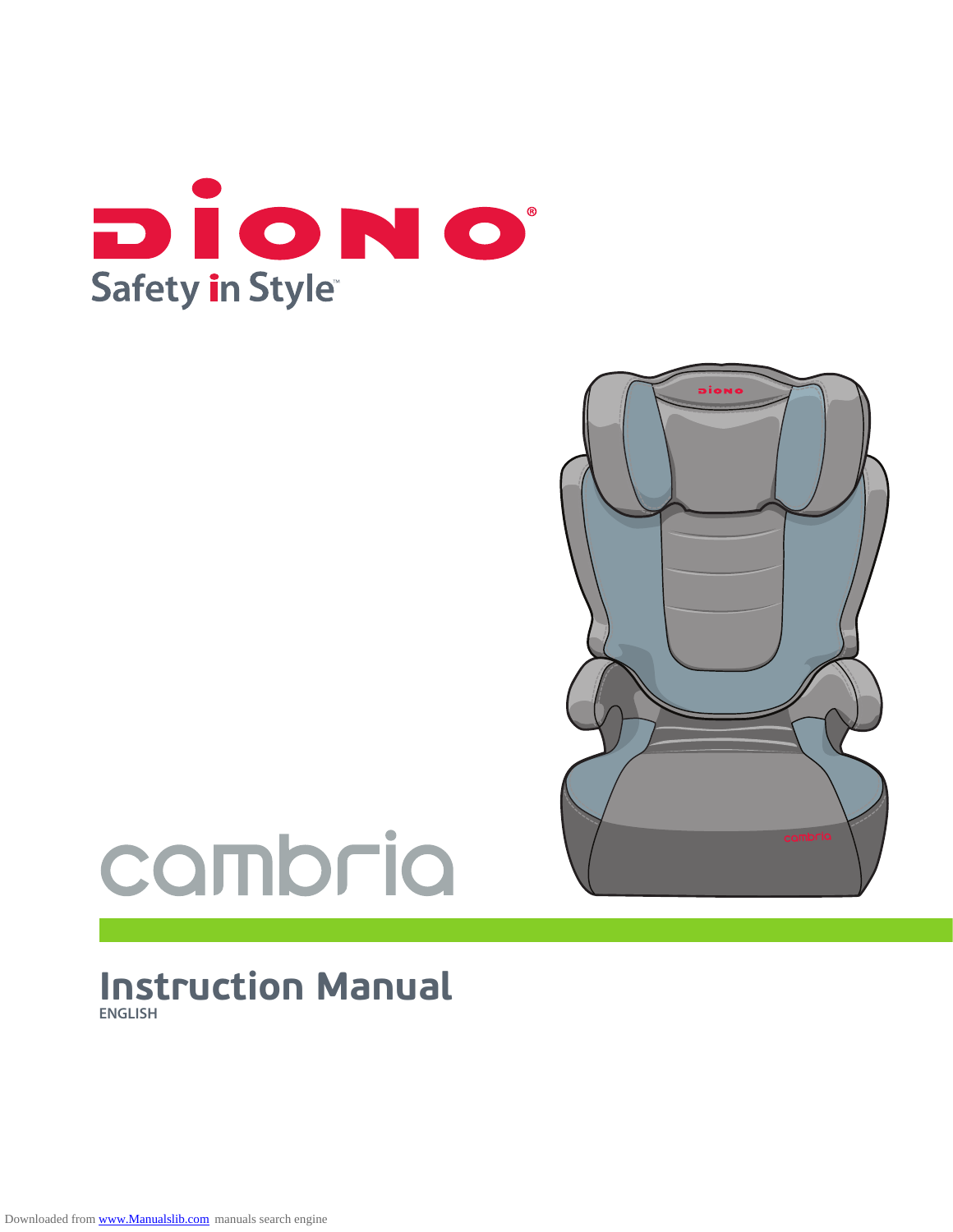DIONO®

Safety in Style™

# cambria

## Instruction Manual

ENGLISH

Downloaded from www.Manualslib.com manuals search engine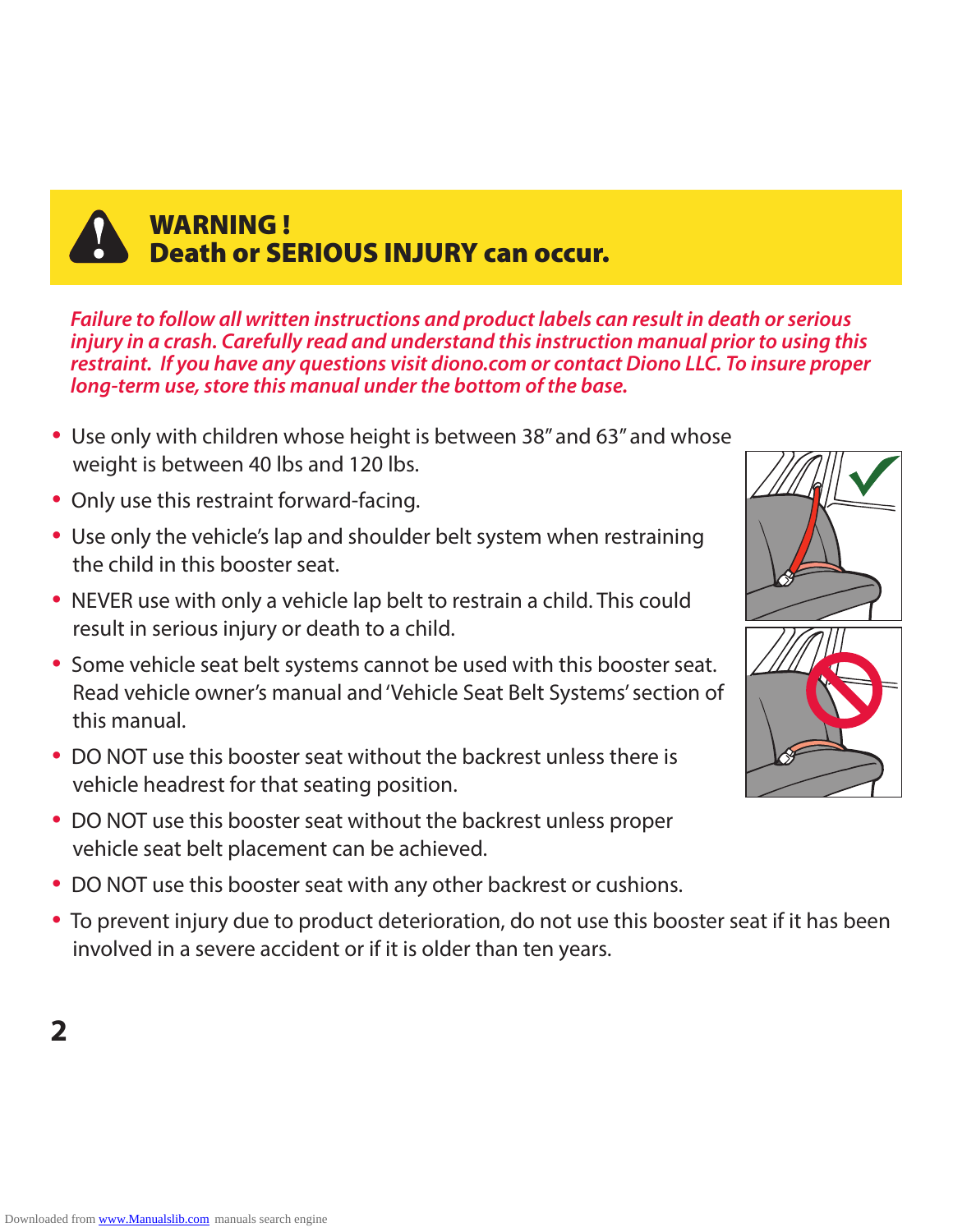## WARNING ! Death or SERIOUS INJURY can occur.

***Failure to follow all written instructions and product labels can result in death or serious injury in a crash. Carefully read and understand this instruction manual prior to using this restraint. If you have any questions visit diono.com or contact Diono LLC. To insure proper long-term use, store this manual under the bottom of the base.***

- Use only with children whose height is between 38" and 63" and whose weight is between 40 lbs and 120 lbs.
- Only use this restraint forward-facing.
- Use only the vehicle's lap and shoulder belt system when restraining the child in this booster seat.
- NEVER use with only a vehicle lap belt to restrain a child. This could result in serious injury or death to a child.
- Some vehicle seat belt systems cannot be used with this booster seat. Read vehicle owner's manual and 'Vehicle Seat Belt Systems' section of this manual.
- DO NOT use this booster seat without the backrest unless there is vehicle headrest for that seating position.
- DO NOT use this booster seat without the backrest unless proper vehicle seat belt placement can be achieved.
- DO NOT use this booster seat with any other backrest or cushions.
- To prevent injury due to product deterioration, do not use this booster seat if it has been involved in a severe accident or if it is older than ten years.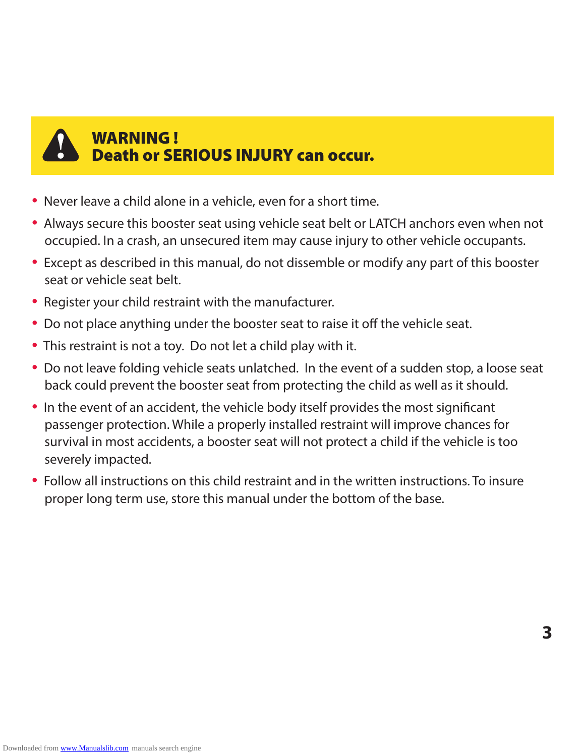## WARNING ! Death or SERIOUS INJURY can occur.

- Never leave a child alone in a vehicle, even for a short time.
- Always secure this booster seat using vehicle seat belt or LATCH anchors even when not occupied. In a crash, an unsecured item may cause injury to other vehicle occupants.
- Except as described in this manual, do not dissemble or modify any part of this booster seat or vehicle seat belt.
- Register your child restraint with the manufacturer.
- Do not place anything under the booster seat to raise it off the vehicle seat.
- This restraint is not a toy.  Do not let a child play with it.
- Do not leave folding vehicle seats unlatched.  In the event of a sudden stop, a loose seat back could prevent the booster seat from protecting the child as well as it should.
- In the event of an accident, the vehicle body itself provides the most significant passenger protection. While a properly installed restraint will improve chances for survival in most accidents, a booster seat will not protect a child if the vehicle is too severely impacted.
- Follow all instructions on this child restraint and in the written instructions. To insure proper long term use, store this manual under the bottom of the base.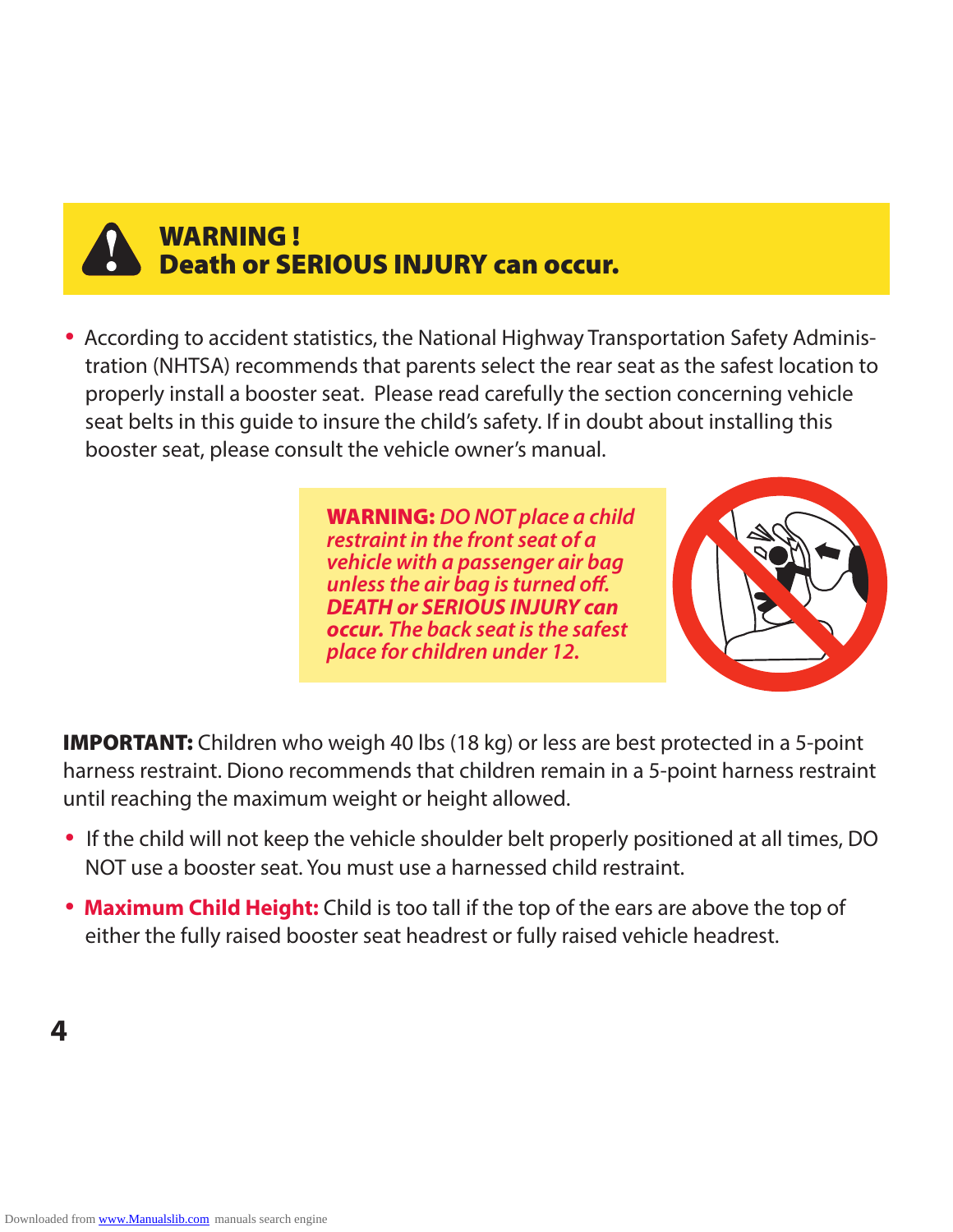**WARNING !**
**Death or SERIOUS INJURY can occur.**

- According to accident statistics, the National Highway Transportation Safety Administration (NHTSA) recommends that parents select the rear seat as the safest location to properly install a booster seat. Please read carefully the section concerning vehicle seat belts in this guide to insure the child's safety. If in doubt about installing this booster seat, please consult the vehicle owner's manual.

**WARNING:** *DO NOT place a child restraint in the front seat of a vehicle with a passenger air bag unless the air bag is turned off.* ***DEATH or SERIOUS INJURY can occur.*** *The back seat is the safest place for children under 12.*

**IMPORTANT:** Children who weigh 40 lbs (18 kg) or less are best protected in a 5-point harness restraint. Diono recommends that children remain in a 5-point harness restraint until reaching the maximum weight or height allowed.

- If the child will not keep the vehicle shoulder belt properly positioned at all times, DO NOT use a booster seat. You must use a harnessed child restraint.
- **Maximum Child Height:** Child is too tall if the top of the ears are above the top of either the fully raised booster seat headrest or fully raised vehicle headrest.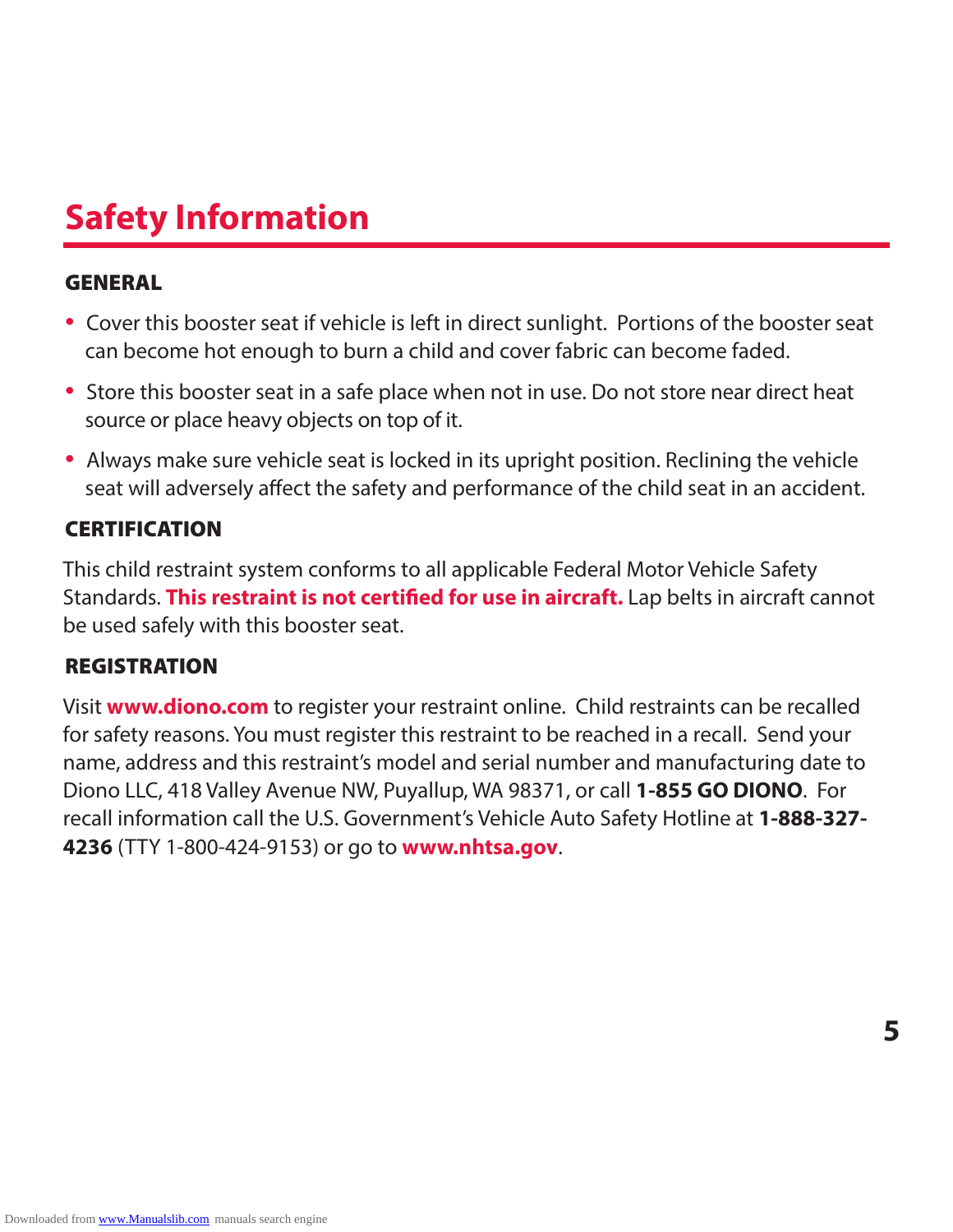# Safety Information

### GENERAL

- Cover this booster seat if vehicle is left in direct sunlight. Portions of the booster seat can become hot enough to burn a child and cover fabric can become faded.
- Store this booster seat in a safe place when not in use. Do not store near direct heat source or place heavy objects on top of it.
- Always make sure vehicle seat is locked in its upright position. Reclining the vehicle seat will adversely affect the safety and performance of the child seat in an accident.

### CERTIFICATION

This child restraint system conforms to all applicable Federal Motor Vehicle Safety Standards. **This restraint is not certified for use in aircraft.** Lap belts in aircraft cannot be used safely with this booster seat.

### REGISTRATION

Visit **www.diono.com** to register your restraint online. Child restraints can be recalled for safety reasons. You must register this restraint to be reached in a recall. Send your name, address and this restraint's model and serial number and manufacturing date to Diono LLC, 418 Valley Avenue NW, Puyallup, WA 98371, or call **1-855 GO DIONO**. For recall information call the U.S. Government's Vehicle Auto Safety Hotline at **1-888-327-4236** (TTY 1-800-424-9153) or go to **www.nhtsa.gov**.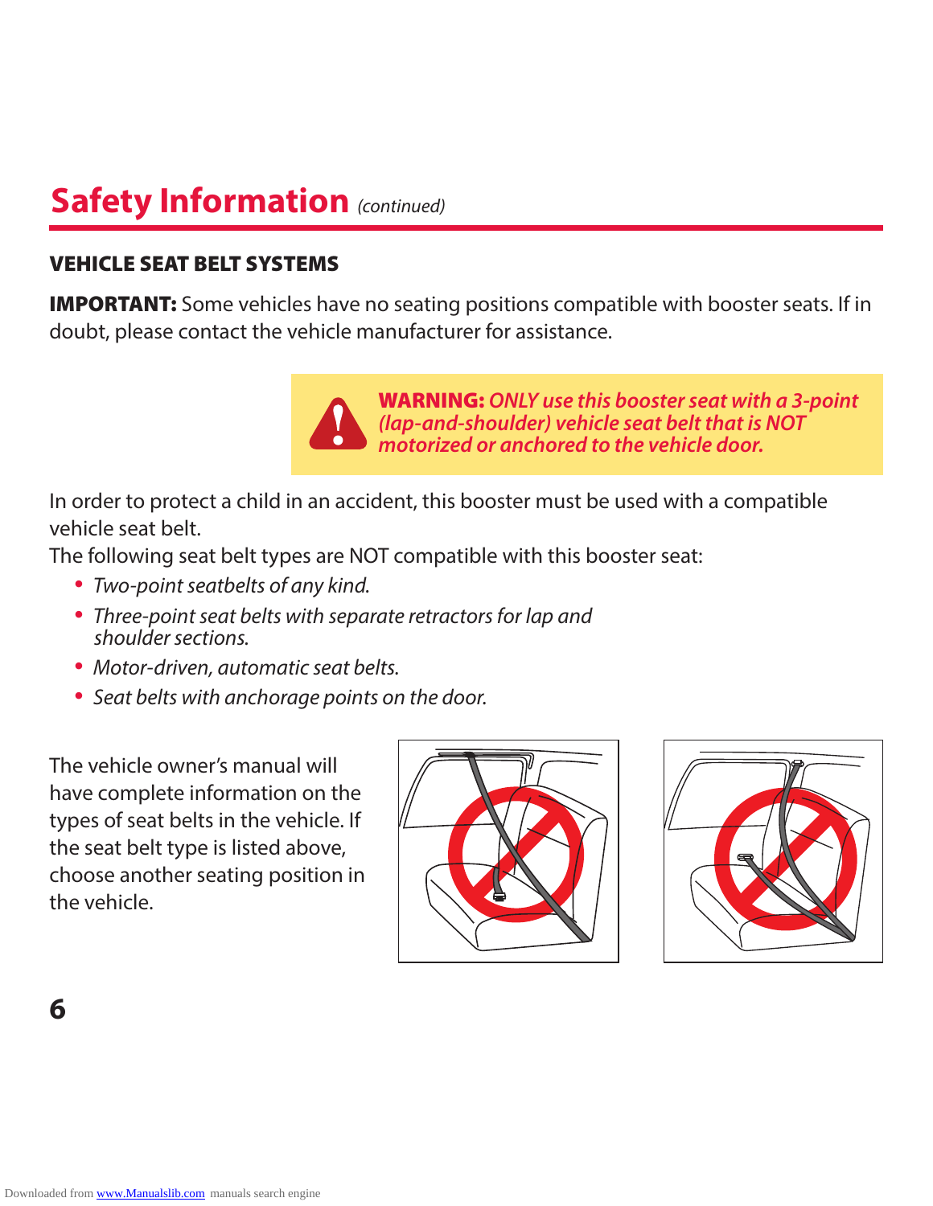## Safety Information *(continued)*

### VEHICLE SEAT BELT SYSTEMS

**IMPORTANT:** Some vehicles have no seating positions compatible with booster seats. If in doubt, please contact the vehicle manufacturer for assistance.

**WARNING:** ***ONLY use this booster seat with a 3-point (lap-and-shoulder) vehicle seat belt that is NOT motorized or anchored to the vehicle door.***

In order to protect a child in an accident, this booster must be used with a compatible vehicle seat belt.

The following seat belt types are NOT compatible with this booster seat:

- *Two-point seatbelts of any kind.*
- *Three-point seat belts with separate retractors for lap and shoulder sections.*
- *Motor-driven, automatic seat belts.*
- *Seat belts with anchorage points on the door.*

The vehicle owner's manual will have complete information on the types of seat belts in the vehicle. If the seat belt type is listed above, choose another seating position in the vehicle.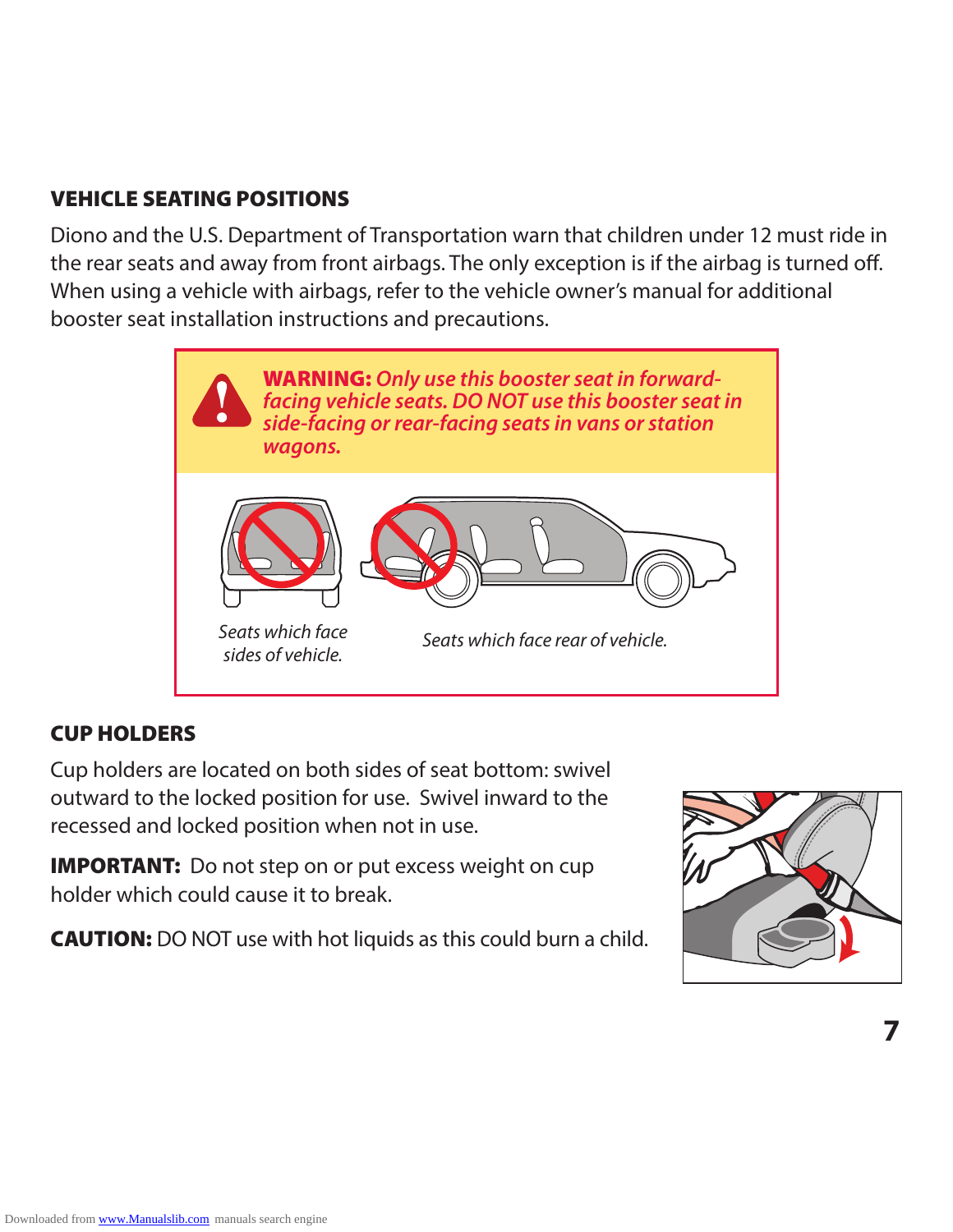## VEHICLE SEATING POSITIONS

Diono and the U.S. Department of Transportation warn that children under 12 must ride in the rear seats and away from front airbags. The only exception is if the airbag is turned off. When using a vehicle with airbags, refer to the vehicle owner's manual for additional booster seat installation instructions and precautions.

**WARNING:** ***Only use this booster seat in forward-facing vehicle seats. DO NOT use this booster seat in side-facing or rear-facing seats in vans or station wagons.***

*Seats which face sides of vehicle.*

*Seats which face rear of vehicle.*

## CUP HOLDERS

Cup holders are located on both sides of seat bottom: swivel outward to the locked position for use. Swivel inward to the recessed and locked position when not in use.

**IMPORTANT:** Do not step on or put excess weight on cup holder which could cause it to break.

**CAUTION:** DO NOT use with hot liquids as this could burn a child.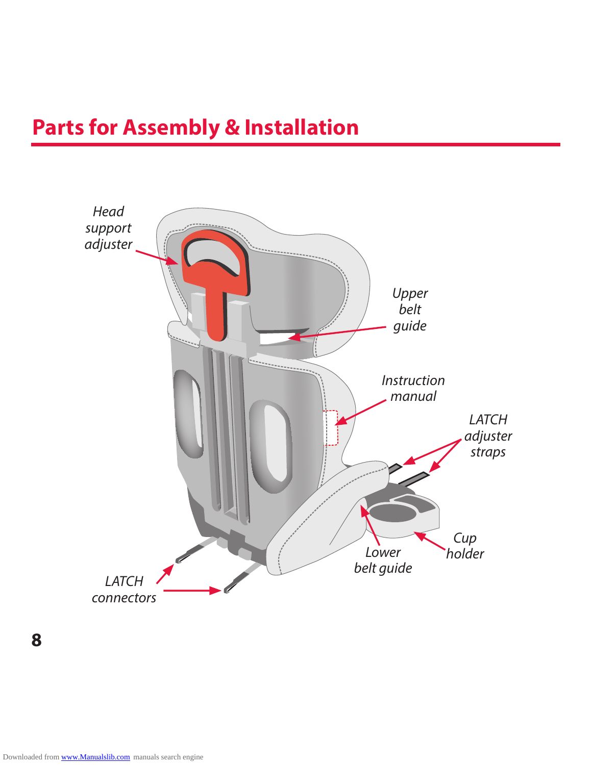## Parts for Assembly & Installation

*Head support adjuster*

*Upper belt guide*

*Instruction manual*

*LATCH adjuster straps*

*Cup holder*

*Lower belt guide*

*LATCH connectors*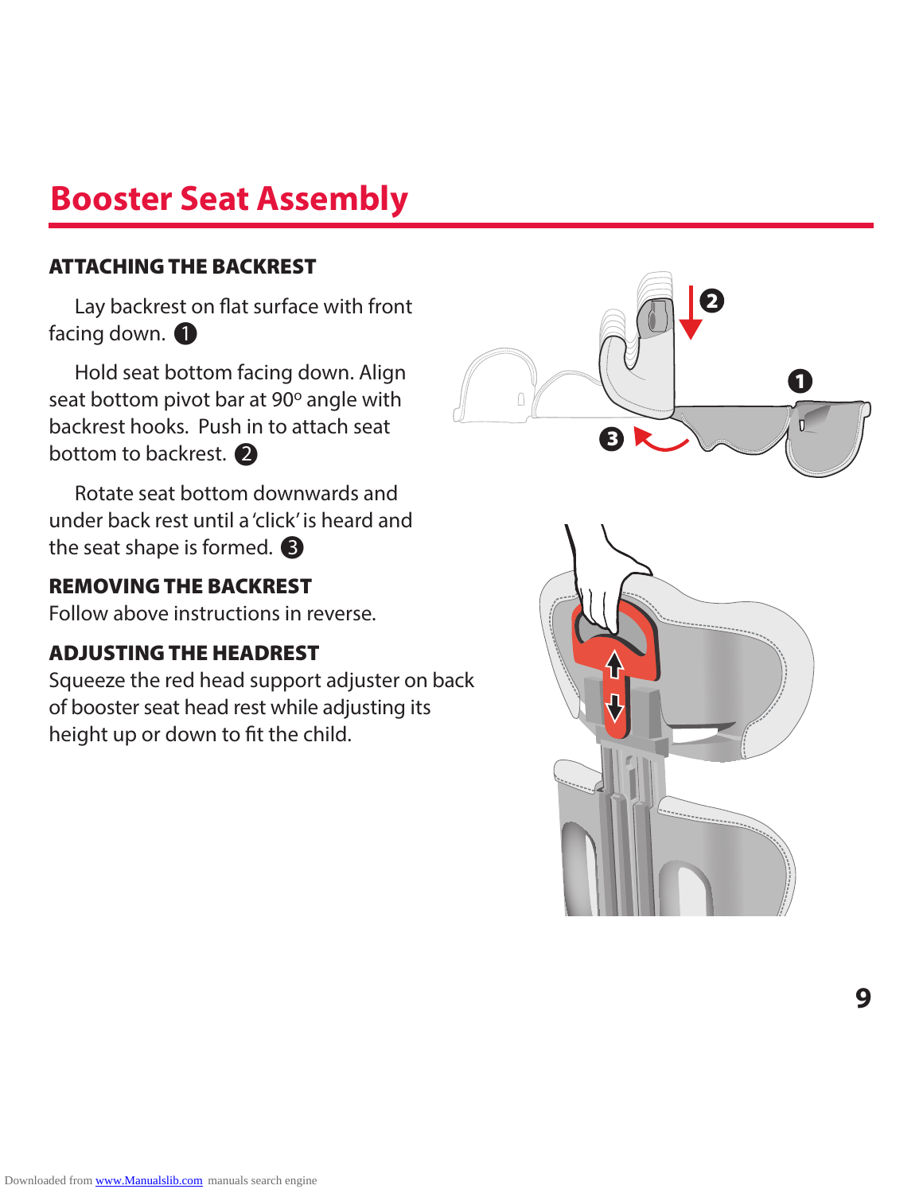# Booster Seat Assembly

## ATTACHING THE BACKREST

Lay backrest on flat surface with front facing down. ❶

Hold seat bottom facing down. Align seat bottom pivot bar at 90º angle with backrest hooks. Push in to attach seat bottom to backrest. ❷

Rotate seat bottom downwards and under back rest until a 'click' is heard and the seat shape is formed. ❸

## REMOVING THE BACKREST

Follow above instructions in reverse.

## ADJUSTING THE HEADREST

Squeeze the red head support adjuster on back of booster seat head rest while adjusting its height up or down to fit the child.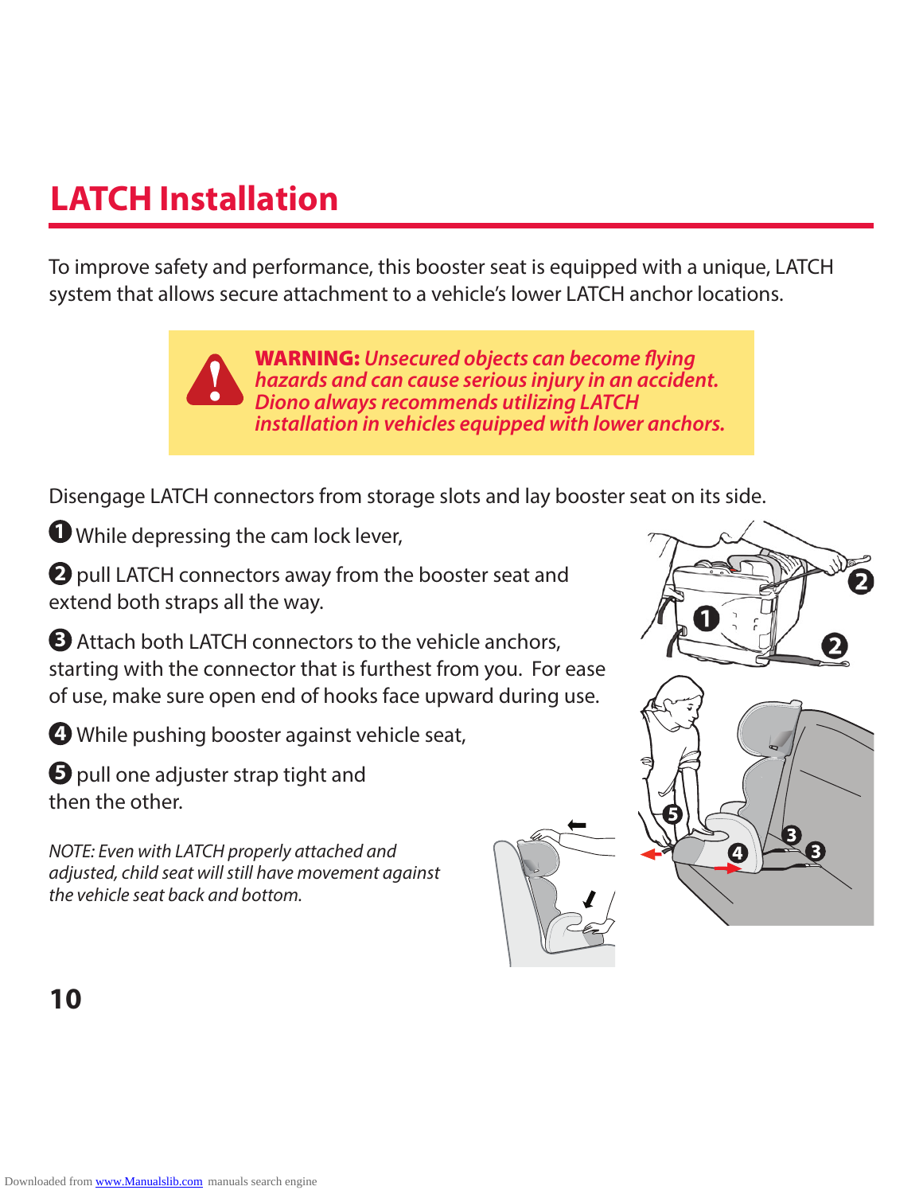# LATCH Installation

To improve safety and performance, this booster seat is equipped with a unique, LATCH system that allows secure attachment to a vehicle's lower LATCH anchor locations.

> **WARNING:** ***Unsecured objects can become flying hazards and can cause serious injury in an accident. Diono always recommends utilizing LATCH installation in vehicles equipped with lower anchors.***

Disengage LATCH connectors from storage slots and lay booster seat on its side.

❶ While depressing the cam lock lever,

❷ pull LATCH connectors away from the booster seat and extend both straps all the way.

❸ Attach both LATCH connectors to the vehicle anchors, starting with the connector that is furthest from you. For ease of use, make sure open end of hooks face upward during use.

❹ While pushing booster against vehicle seat,

❺ pull one adjuster strap tight and then the other.

*NOTE: Even with LATCH properly attached and adjusted, child seat will still have movement against the vehicle seat back and bottom.*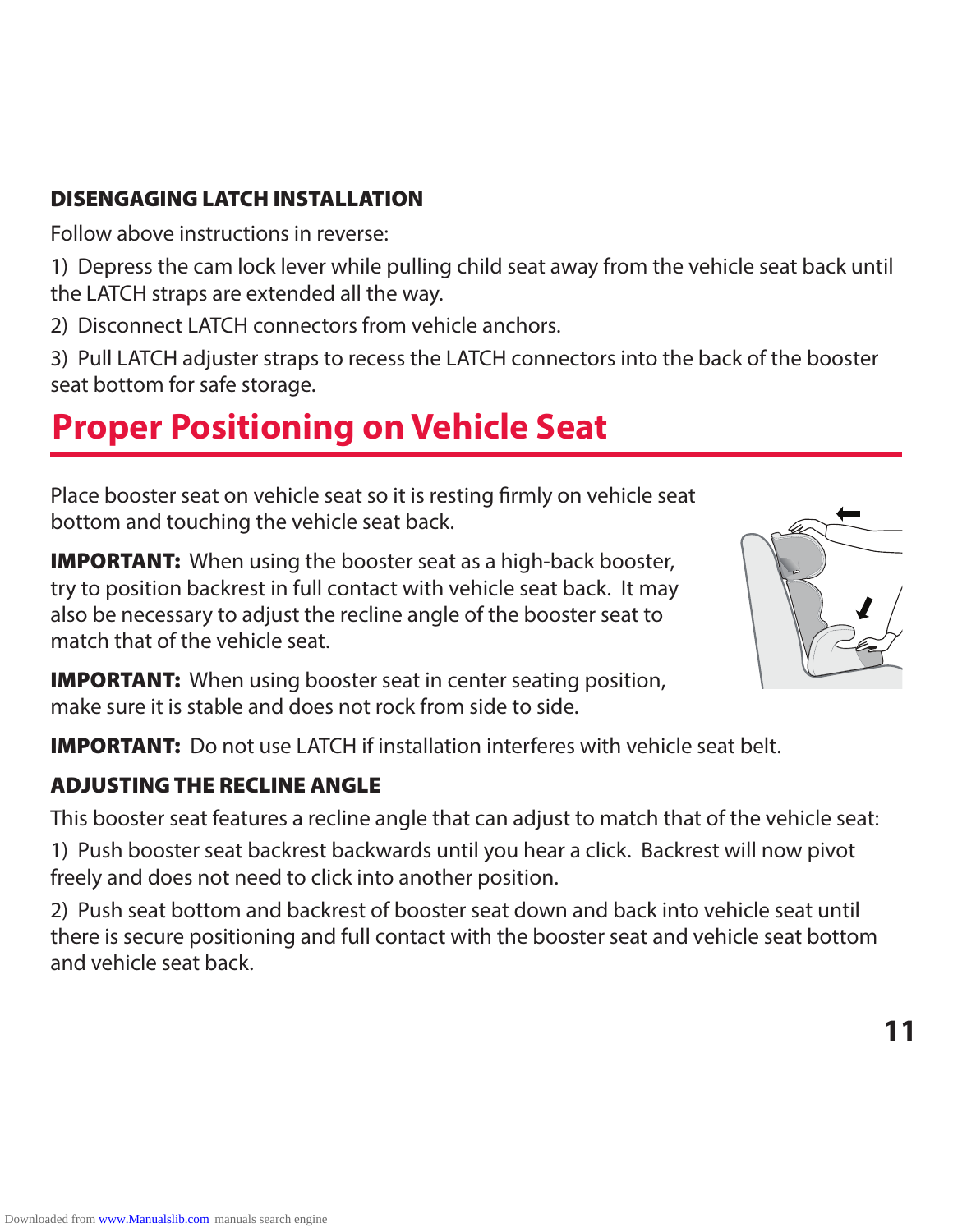### DISENGAGING LATCH INSTALLATION

Follow above instructions in reverse:

1) Depress the cam lock lever while pulling child seat away from the vehicle seat back until the LATCH straps are extended all the way.

2) Disconnect LATCH connectors from vehicle anchors.

3) Pull LATCH adjuster straps to recess the LATCH connectors into the back of the booster seat bottom for safe storage.

## Proper Positioning on Vehicle Seat

Place booster seat on vehicle seat so it is resting firmly on vehicle seat bottom and touching the vehicle seat back.

**IMPORTANT:** When using the booster seat as a high-back booster, try to position backrest in full contact with vehicle seat back. It may also be necessary to adjust the recline angle of the booster seat to match that of the vehicle seat.

**IMPORTANT:** When using booster seat in center seating position, make sure it is stable and does not rock from side to side.

**IMPORTANT:** Do not use LATCH if installation interferes with vehicle seat belt.

### ADJUSTING THE RECLINE ANGLE

This booster seat features a recline angle that can adjust to match that of the vehicle seat:

1) Push booster seat backrest backwards until you hear a click. Backrest will now pivot freely and does not need to click into another position.

2) Push seat bottom and backrest of booster seat down and back into vehicle seat until there is secure positioning and full contact with the booster seat and vehicle seat bottom and vehicle seat back.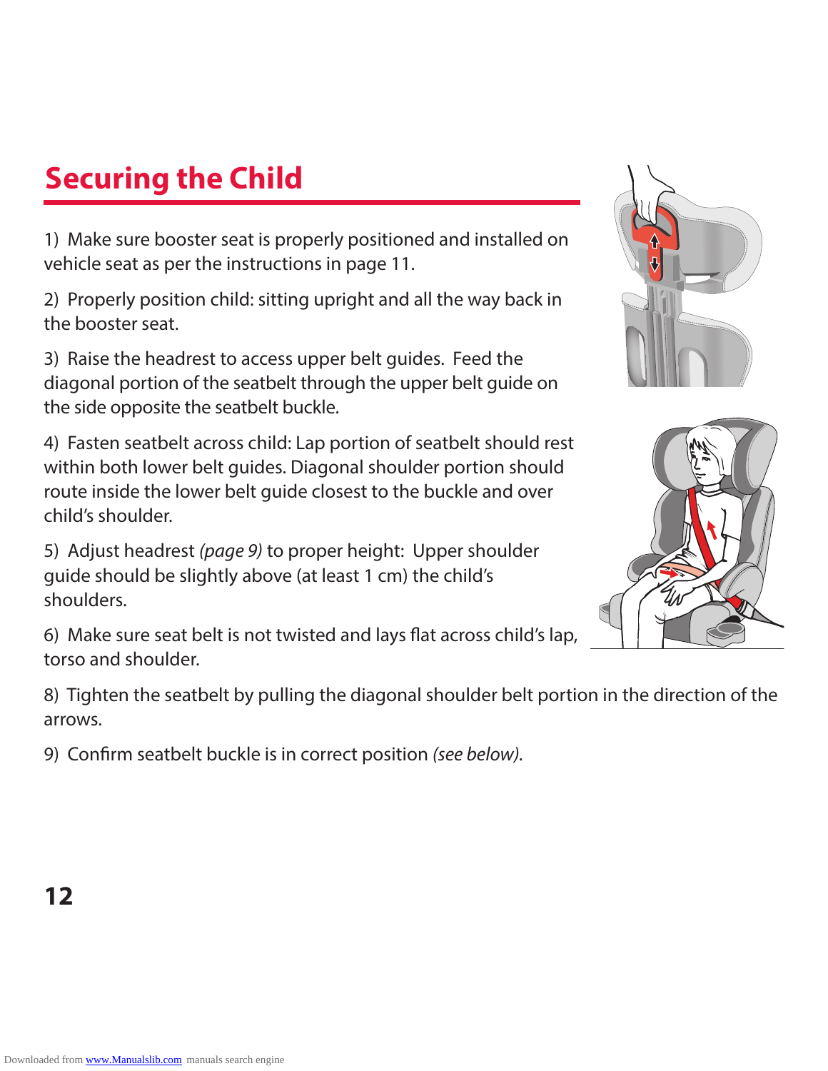# Securing the Child

1) Make sure booster seat is properly positioned and installed on vehicle seat as per the instructions in page 11.

2) Properly position child: sitting upright and all the way back in the booster seat.

3) Raise the headrest to access upper belt guides. Feed the diagonal portion of the seatbelt through the upper belt guide on the side opposite the seatbelt buckle.

4) Fasten seatbelt across child: Lap portion of seatbelt should rest within both lower belt guides. Diagonal shoulder portion should route inside the lower belt guide closest to the buckle and over child's shoulder.

5) Adjust headrest *(page 9)* to proper height: Upper shoulder guide should be slightly above (at least 1 cm) the child's shoulders.

6) Make sure seat belt is not twisted and lays flat across child's lap, torso and shoulder.

8) Tighten the seatbelt by pulling the diagonal shoulder belt portion in the direction of the arrows.

9) Confirm seatbelt buckle is in correct position *(see below)*.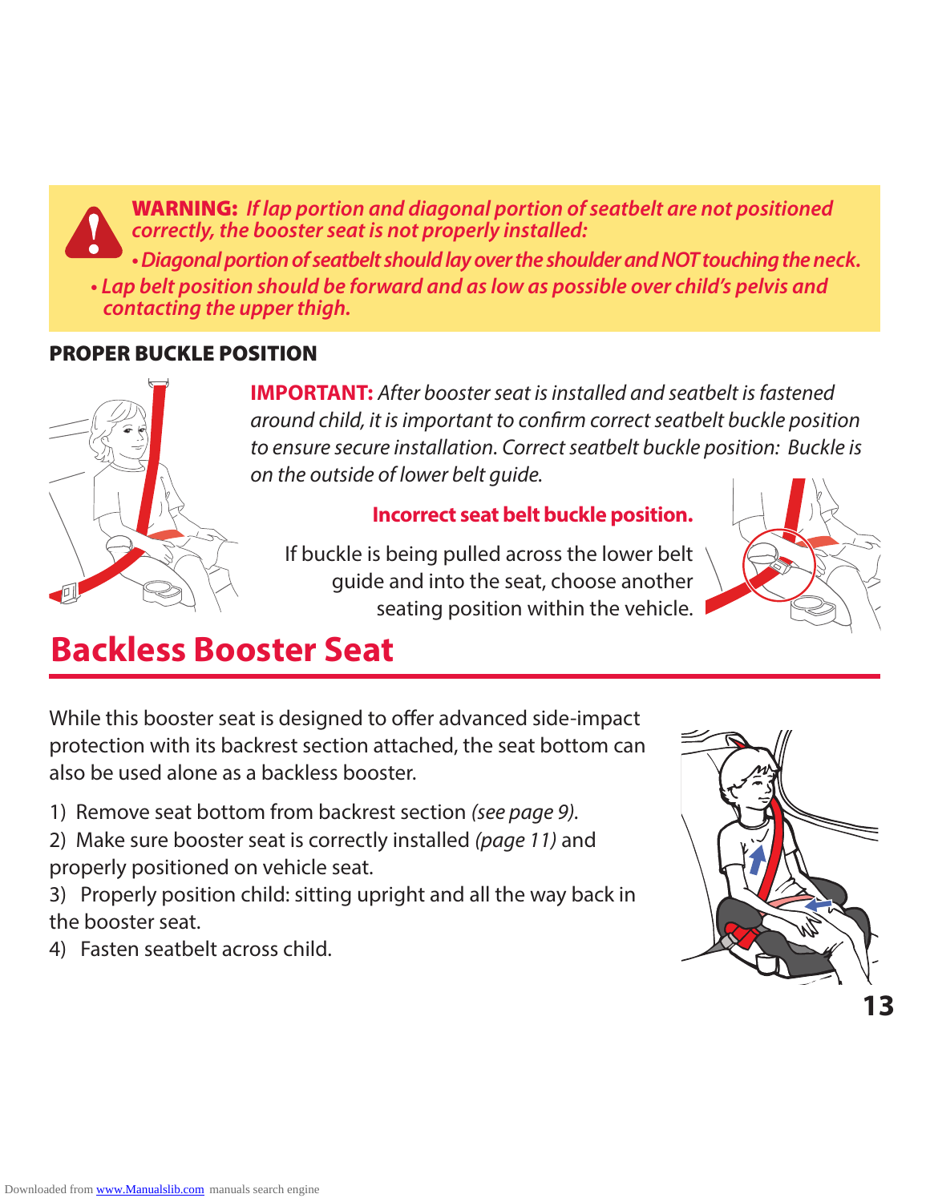**WARNING:** *If lap portion and diagonal portion of seatbelt are not positioned correctly, the booster seat is not properly installed:*

- ***Diagonal portion of seatbelt should lay over the shoulder and NOT touching the neck.***
- ***Lap belt position should be forward and as low as possible over child's pelvis and contacting the upper thigh.***

### PROPER BUCKLE POSITION

**IMPORTANT:** *After booster seat is installed and seatbelt is fastened around child, it is important to confirm correct seatbelt buckle position to ensure secure installation. Correct seatbelt buckle position: Buckle is on the outside of lower belt guide.*

**Incorrect seat belt buckle position.**

If buckle is being pulled across the lower belt guide and into the seat, choose another seating position within the vehicle.

## Backless Booster Seat

While this booster seat is designed to offer advanced side-impact protection with its backrest section attached, the seat bottom can also be used alone as a backless booster.

1) Remove seat bottom from backrest section *(see page 9).*
2) Make sure booster seat is correctly installed *(page 11)* and properly positioned on vehicle seat.
3) Properly position child: sitting upright and all the way back in the booster seat.
4) Fasten seatbelt across child.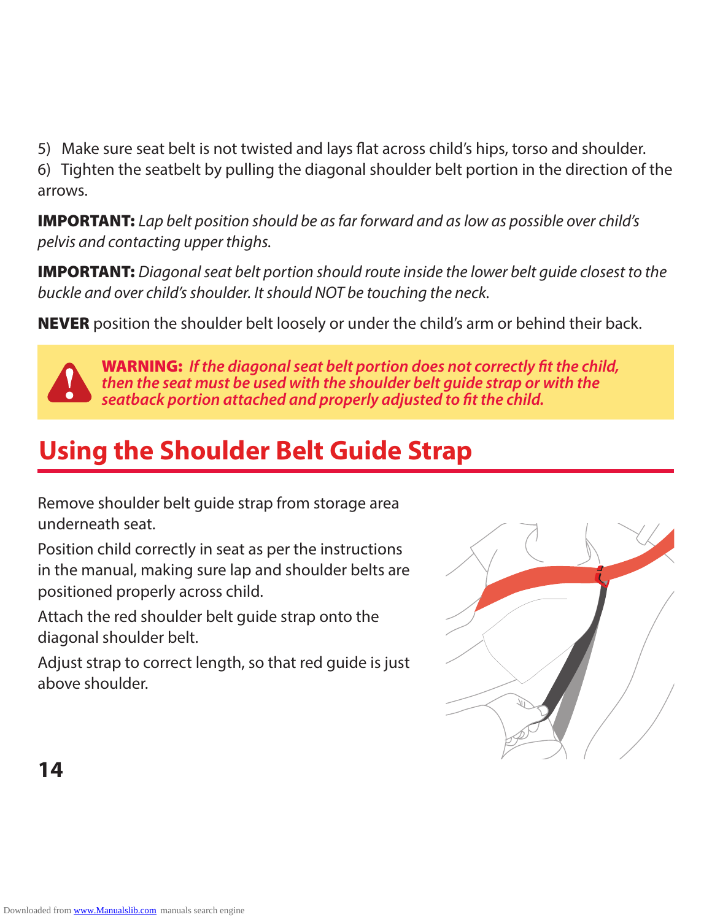5) Make sure seat belt is not twisted and lays flat across child's hips, torso and shoulder.

6) Tighten the seatbelt by pulling the diagonal shoulder belt portion in the direction of the arrows.

**IMPORTANT:** *Lap belt position should be as far forward and as low as possible over child's pelvis and contacting upper thighs.*

**IMPORTANT:** *Diagonal seat belt portion should route inside the lower belt guide closest to the buckle and over child's shoulder. It should NOT be touching the neck.*

**NEVER** position the shoulder belt loosely or under the child's arm or behind their back.

> **WARNING:** ***If the diagonal seat belt portion does not correctly fit the child, then the seat must be used with the shoulder belt guide strap or with the seatback portion attached and properly adjusted to fit the child.***

## Using the Shoulder Belt Guide Strap

Remove shoulder belt guide strap from storage area underneath seat.

Position child correctly in seat as per the instructions in the manual, making sure lap and shoulder belts are positioned properly across child.

Attach the red shoulder belt guide strap onto the diagonal shoulder belt.

Adjust strap to correct length, so that red guide is just above shoulder.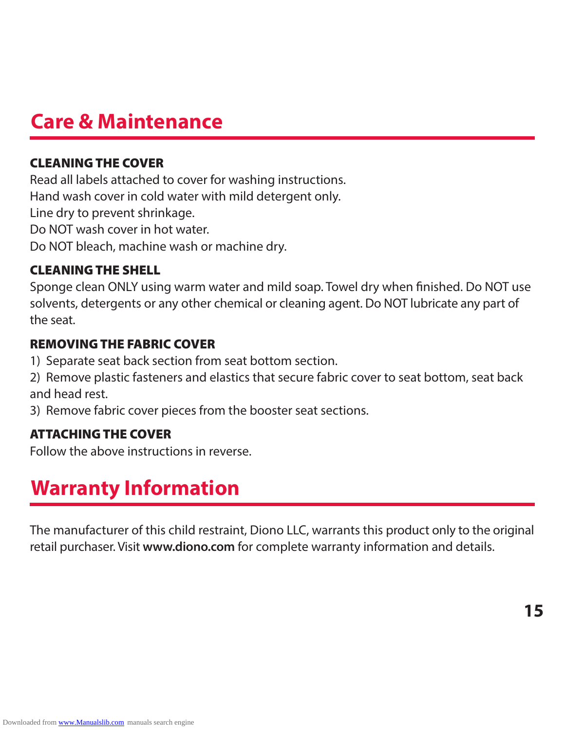# Care & Maintenance

### CLEANING THE COVER

Read all labels attached to cover for washing instructions.
Hand wash cover in cold water with mild detergent only.
Line dry to prevent shrinkage.
Do NOT wash cover in hot water.
Do NOT bleach, machine wash or machine dry.

### CLEANING THE SHELL

Sponge clean ONLY using warm water and mild soap. Towel dry when finished. Do NOT use solvents, detergents or any other chemical or cleaning agent. Do NOT lubricate any part of the seat.

### REMOVING THE FABRIC COVER

1) Separate seat back section from seat bottom section.
2) Remove plastic fasteners and elastics that secure fabric cover to seat bottom, seat back and head rest.
3) Remove fabric cover pieces from the booster seat sections.

### ATTACHING THE COVER

Follow the above instructions in reverse.

# Warranty Information

The manufacturer of this child restraint, Diono LLC, warrants this product only to the original retail purchaser. Visit **www.diono.com** for complete warranty information and details.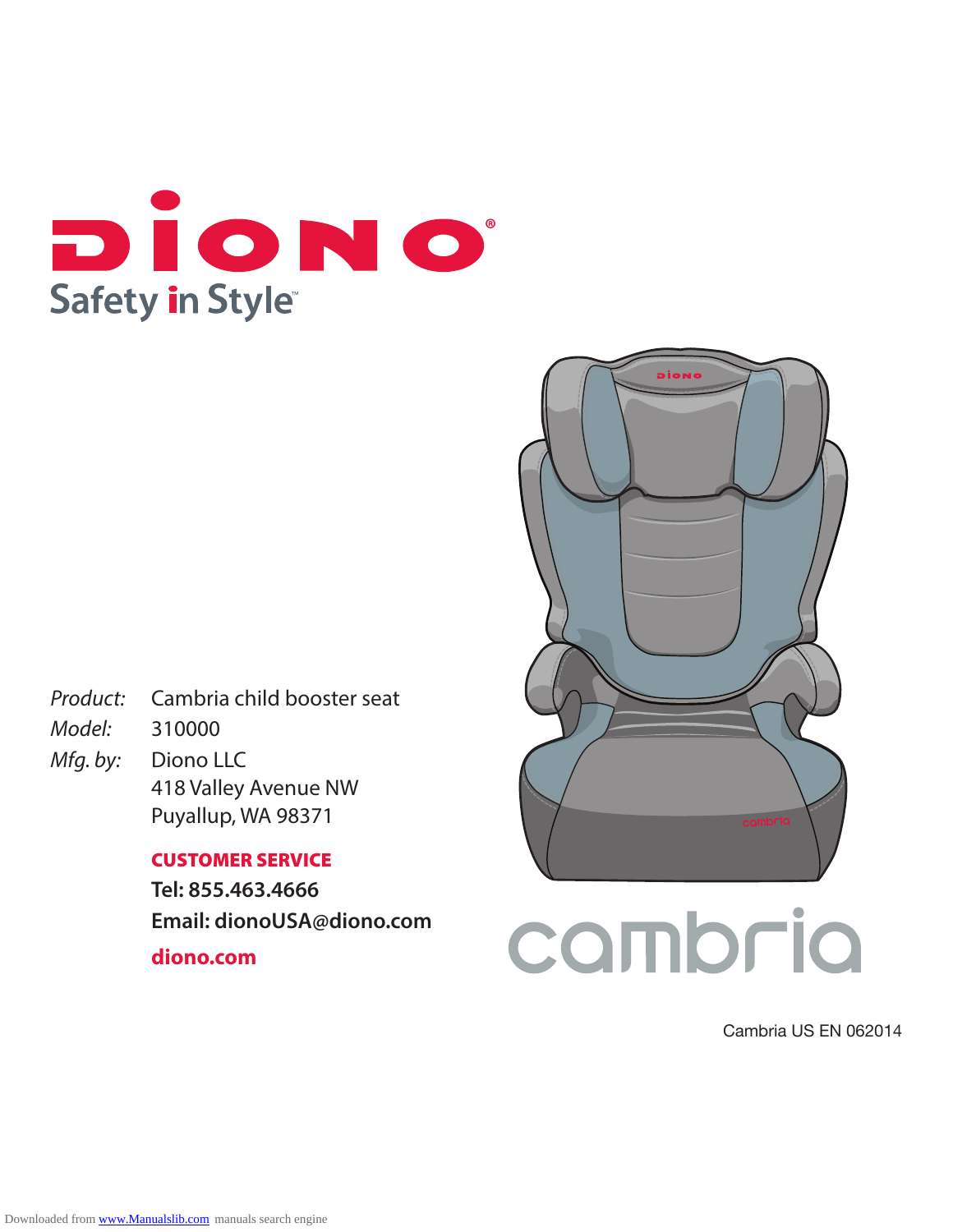# DIONO®

Safety in Style™

| | |
|---|---|
| *Product:* | Cambria child booster seat |
| *Model:* | 310000 |
| *Mfg. by:* | Diono LLC<br>418 Valley Avenue NW<br>Puyallup, WA 98371 |

**CUSTOMER SERVICE**

**Tel: 855.463.4666**

**Email: dionoUSA@diono.com**

**diono.com**

cambria

Cambria US EN 062014